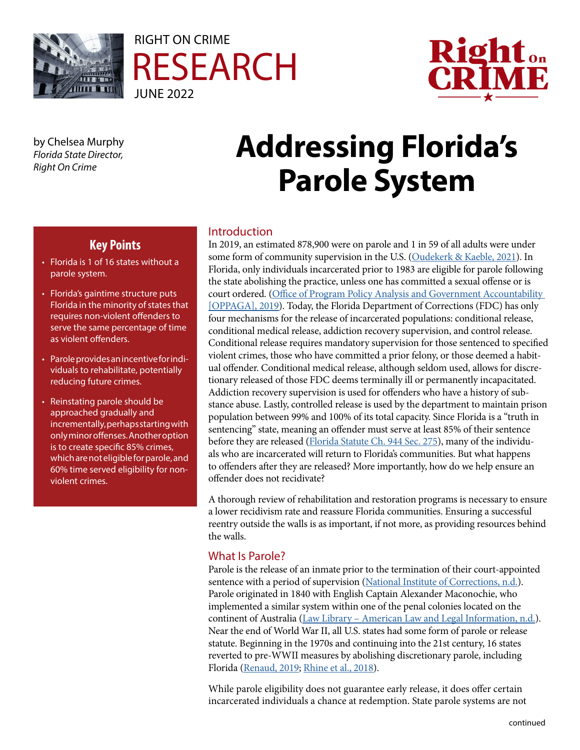RIGHT ON CRIME
RESEARCH
JUNE 2022

by Chelsea Murphy
*Florida State Director, Right On Crime*

# Addressing Florida's Parole System

## Key Points

- Florida is 1 of 16 states without a parole system.
- Florida's gaintime structure puts Florida in the minority of states that requires non-violent offenders to serve the same percentage of time as violent offenders.
- Parole provides an incentive for individuals to rehabilitate, potentially reducing future crimes.
- Reinstating parole should be approached gradually and incrementally, perhaps starting with only minor offenses. Another option is to create specific 85% crimes, which are not eligible for parole, and 60% time served eligibility for non-violent crimes.

## Introduction

In 2019, an estimated 878,900 were on parole and 1 in 59 of all adults were under some form of community supervision in the U.S. (Oudekerk & Kaeble, 2021). In Florida, only individuals incarcerated prior to 1983 are eligible for parole following the state abolishing the practice, unless one has committed a sexual offense or is court ordered. (Office of Program Policy Analysis and Government Accountability [OPPAGA], 2019). Today, the Florida Department of Corrections (FDC) has only four mechanisms for the release of incarcerated populations: conditional release, conditional medical release, addiction recovery supervision, and control release. Conditional release requires mandatory supervision for those sentenced to specified violent crimes, those who have committed a prior felony, or those deemed a habitual offender. Conditional medical release, although seldom used, allows for discretionary released of those FDC deems terminally ill or permanently incapacitated. Addiction recovery supervision is used for offenders who have a history of substance abuse. Lastly, controlled release is used by the department to maintain prison population between 99% and 100% of its total capacity. Since Florida is a "truth in sentencing" state, meaning an offender must serve at least 85% of their sentence before they are released (Florida Statute Ch. 944 Sec. 275), many of the individuals who are incarcerated will return to Florida's communities. But what happens to offenders after they are released? More importantly, how do we help ensure an offender does not recidivate?

A thorough review of rehabilitation and restoration programs is necessary to ensure a lower recidivism rate and reassure Florida communities. Ensuring a successful reentry outside the walls is as important, if not more, as providing resources behind the walls.

## What Is Parole?

Parole is the release of an inmate prior to the termination of their court-appointed sentence with a period of supervision (National Institute of Corrections, n.d.). Parole originated in 1840 with English Captain Alexander Maconochie, who implemented a similar system within one of the penal colonies located on the continent of Australia (Law Library – American Law and Legal Information, n.d.). Near the end of World War II, all U.S. states had some form of parole or release statute. Beginning in the 1970s and continuing into the 21st century, 16 states reverted to pre-WWII measures by abolishing discretionary parole, including Florida (Renaud, 2019; Rhine et al., 2018).

While parole eligibility does not guarantee early release, it does offer certain incarcerated individuals a chance at redemption. State parole systems are not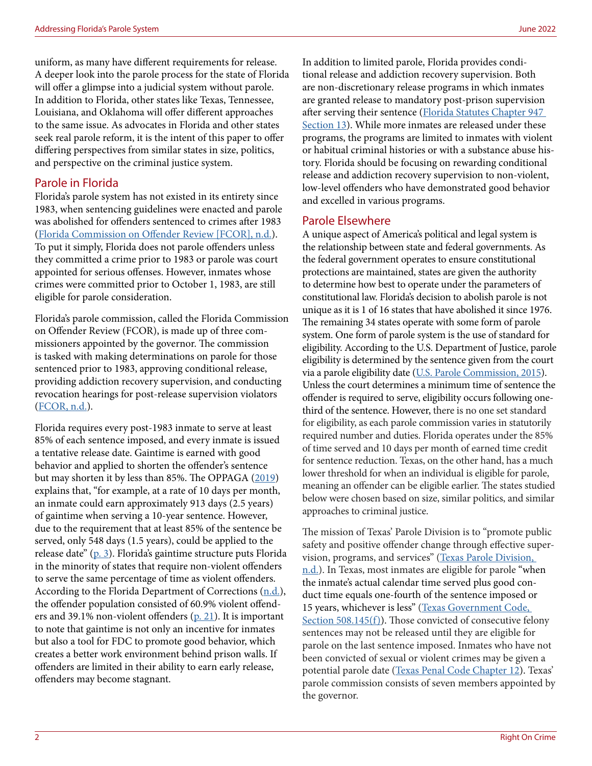uniform, as many have different requirements for release. A deeper look into the parole process for the state of Florida will offer a glimpse into a judicial system without parole. In addition to Florida, other states like Texas, Tennessee, Louisiana, and Oklahoma will offer different approaches to the same issue. As advocates in Florida and other states seek real parole reform, it is the intent of this paper to offer differing perspectives from similar states in size, politics, and perspective on the criminal justice system.

## Parole in Florida

Florida's parole system has not existed in its entirety since 1983, when sentencing guidelines were enacted and parole was abolished for offenders sentenced to crimes after 1983 (Florida Commission on Offender Review [FCOR], n.d.). To put it simply, Florida does not parole offenders unless they committed a crime prior to 1983 or parole was court appointed for serious offenses. However, inmates whose crimes were committed prior to October 1, 1983, are still eligible for parole consideration.

Florida's parole commission, called the Florida Commission on Offender Review (FCOR), is made up of three commissioners appointed by the governor. The commission is tasked with making determinations on parole for those sentenced prior to 1983, approving conditional release, providing addiction recovery supervision, and conducting revocation hearings for post-release supervision violators (FCOR, n.d.).

Florida requires every post-1983 inmate to serve at least 85% of each sentence imposed, and every inmate is issued a tentative release date. Gaintime is earned with good behavior and applied to shorten the offender's sentence but may shorten it by less than 85%. The OPPAGA (2019) explains that, "for example, at a rate of 10 days per month, an inmate could earn approximately 913 days (2.5 years) of gaintime when serving a 10-year sentence. However, due to the requirement that at least 85% of the sentence be served, only 548 days (1.5 years), could be applied to the release date" (p. 3). Florida's gaintime structure puts Florida in the minority of states that require non-violent offenders to serve the same percentage of time as violent offenders. According to the Florida Department of Corrections (n.d.), the offender population consisted of 60.9% violent offenders and 39.1% non-violent offenders (p. 21). It is important to note that gaintime is not only an incentive for inmates but also a tool for FDC to promote good behavior, which creates a better work environment behind prison walls. If offenders are limited in their ability to earn early release, offenders may become stagnant.

In addition to limited parole, Florida provides conditional release and addiction recovery supervision. Both are non-discretionary release programs in which inmates are granted release to mandatory post-prison supervision after serving their sentence (Florida Statutes Chapter 947 Section 13). While more inmates are released under these programs, the programs are limited to inmates with violent or habitual criminal histories or with a substance abuse history. Florida should be focusing on rewarding conditional release and addiction recovery supervision to non-violent, low-level offenders who have demonstrated good behavior and excelled in various programs.

## Parole Elsewhere

A unique aspect of America's political and legal system is the relationship between state and federal governments. As the federal government operates to ensure constitutional protections are maintained, states are given the authority to determine how best to operate under the parameters of constitutional law. Florida's decision to abolish parole is not unique as it is 1 of 16 states that have abolished it since 1976. The remaining 34 states operate with some form of parole system. One form of parole system is the use of standard for eligibility. According to the U.S. Department of Justice, parole eligibility is determined by the sentence given from the court via a parole eligibility date (U.S. Parole Commission, 2015). Unless the court determines a minimum time of sentence the offender is required to serve, eligibility occurs following one-third of the sentence. However, there is no one set standard for eligibility, as each parole commission varies in statutorily required number and duties. Florida operates under the 85% of time served and 10 days per month of earned time credit for sentence reduction. Texas, on the other hand, has a much lower threshold for when an individual is eligible for parole, meaning an offender can be eligible earlier. The states studied below were chosen based on size, similar politics, and similar approaches to criminal justice.

The mission of Texas' Parole Division is to "promote public safety and positive offender change through effective supervision, programs, and services" (Texas Parole Division, n.d.). In Texas, most inmates are eligible for parole "when the inmate's actual calendar time served plus good conduct time equals one-fourth of the sentence imposed or 15 years, whichever is less" (Texas Government Code, Section 508.145(f)). Those convicted of consecutive felony sentences may not be released until they are eligible for parole on the last sentence imposed. Inmates who have not been convicted of sexual or violent crimes may be given a potential parole date (Texas Penal Code Chapter 12). Texas' parole commission consists of seven members appointed by the governor.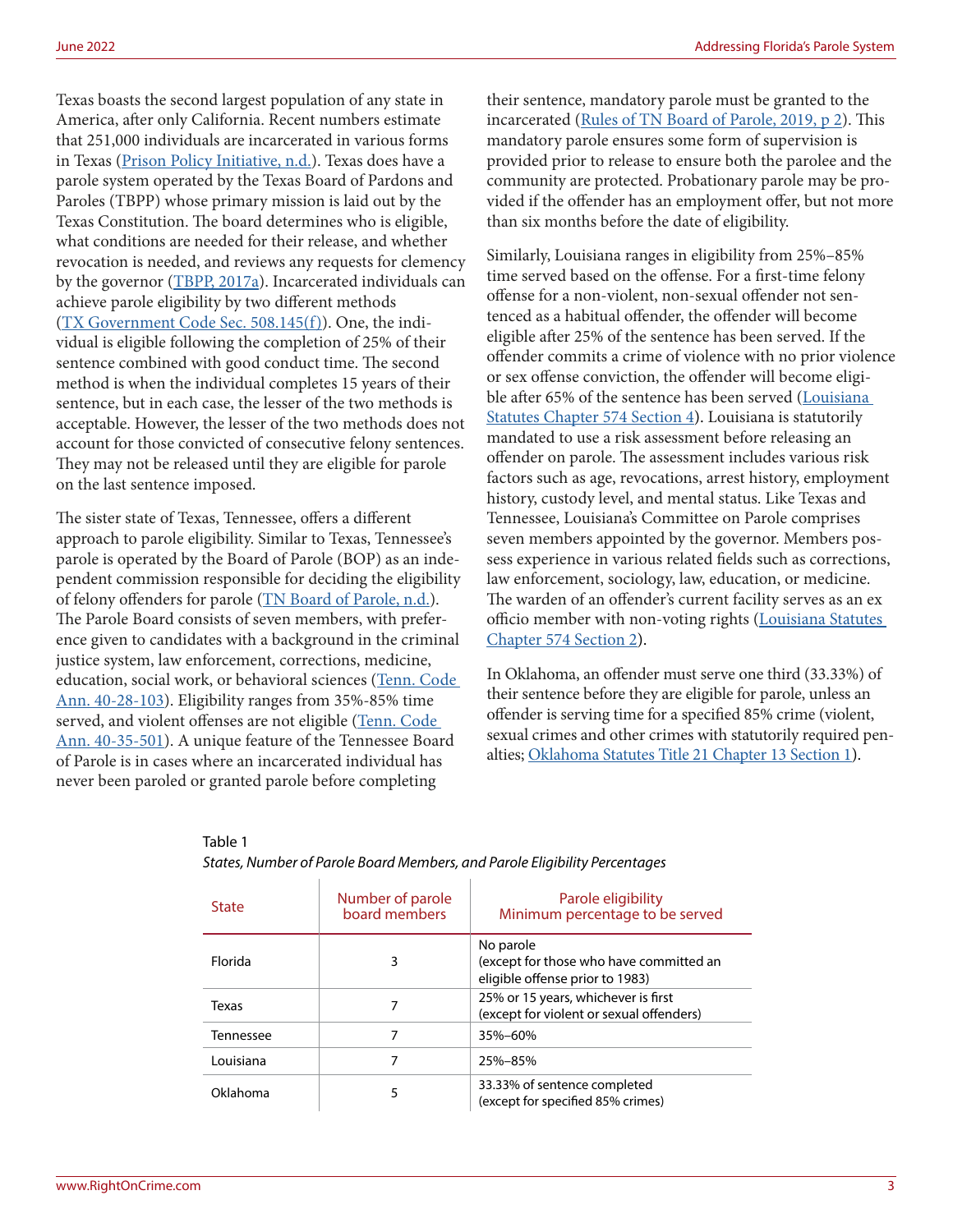Texas boasts the second largest population of any state in America, after only California. Recent numbers estimate that 251,000 individuals are incarcerated in various forms in Texas (Prison Policy Initiative, n.d.). Texas does have a parole system operated by the Texas Board of Pardons and Paroles (TBPP) whose primary mission is laid out by the Texas Constitution. The board determines who is eligible, what conditions are needed for their release, and whether revocation is needed, and reviews any requests for clemency by the governor (TBPP, 2017a). Incarcerated individuals can achieve parole eligibility by two different methods (TX Government Code Sec. 508.145(f)). One, the individual is eligible following the completion of 25% of their sentence combined with good conduct time. The second method is when the individual completes 15 years of their sentence, but in each case, the lesser of the two methods is acceptable. However, the lesser of the two methods does not account for those convicted of consecutive felony sentences. They may not be released until they are eligible for parole on the last sentence imposed.

The sister state of Texas, Tennessee, offers a different approach to parole eligibility. Similar to Texas, Tennessee's parole is operated by the Board of Parole (BOP) as an independent commission responsible for deciding the eligibility of felony offenders for parole (TN Board of Parole, n.d.). The Parole Board consists of seven members, with preference given to candidates with a background in the criminal justice system, law enforcement, corrections, medicine, education, social work, or behavioral sciences (Tenn. Code Ann. 40-28-103). Eligibility ranges from 35%-85% time served, and violent offenses are not eligible (Tenn. Code Ann. 40-35-501). A unique feature of the Tennessee Board of Parole is in cases where an incarcerated individual has never been paroled or granted parole before completing their sentence, mandatory parole must be granted to the incarcerated (Rules of TN Board of Parole, 2019, p 2). This mandatory parole ensures some form of supervision is provided prior to release to ensure both the parolee and the community are protected. Probationary parole may be provided if the offender has an employment offer, but not more than six months before the date of eligibility.

Similarly, Louisiana ranges in eligibility from 25%–85% time served based on the offense. For a first-time felony offense for a non-violent, non-sexual offender not sentenced as a habitual offender, the offender will become eligible after 25% of the sentence has been served. If the offender commits a crime of violence with no prior violence or sex offense conviction, the offender will become eligible after 65% of the sentence has been served (Louisiana Statutes Chapter 574 Section 4). Louisiana is statutorily mandated to use a risk assessment before releasing an offender on parole. The assessment includes various risk factors such as age, revocations, arrest history, employment history, custody level, and mental status. Like Texas and Tennessee, Louisiana's Committee on Parole comprises seven members appointed by the governor. Members possess experience in various related fields such as corrections, law enforcement, sociology, law, education, or medicine. The warden of an offender's current facility serves as an ex officio member with non-voting rights (Louisiana Statutes Chapter 574 Section 2).

In Oklahoma, an offender must serve one third (33.33%) of their sentence before they are eligible for parole, unless an offender is serving time for a specified 85% crime (violent, sexual crimes and other crimes with statutorily required penalties; Oklahoma Statutes Title 21 Chapter 13 Section 1).

Table 1

*States, Number of Parole Board Members, and Parole Eligibility Percentages*

| State | Number of parole board members | Parole eligibility Minimum percentage to be served |
|---|---|---|
| Florida | 3 | No parole (except for those who have committed an eligible offense prior to 1983) |
| Texas | 7 | 25% or 15 years, whichever is first (except for violent or sexual offenders) |
| Tennessee | 7 | 35%–60% |
| Louisiana | 7 | 25%–85% |
| Oklahoma | 5 | 33.33% of sentence completed (except for specified 85% crimes) |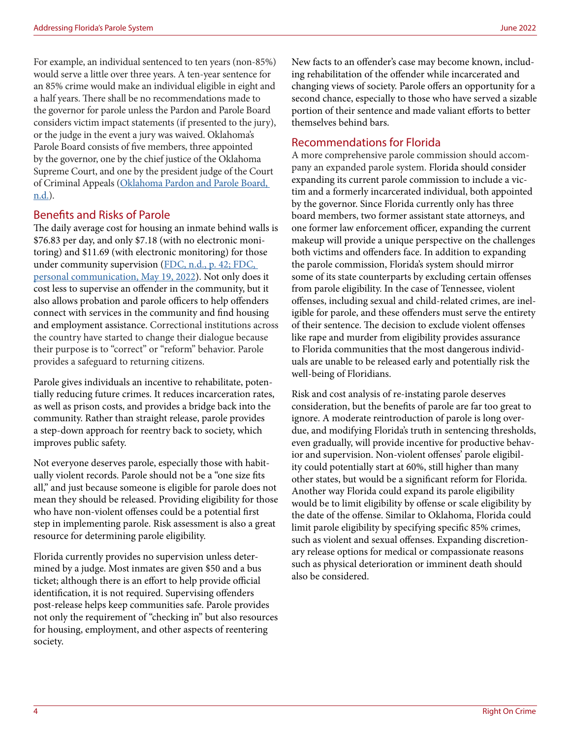For example, an individual sentenced to ten years (non-85%) would serve a little over three years. A ten-year sentence for an 85% crime would make an individual eligible in eight and a half years. There shall be no recommendations made to the governor for parole unless the Pardon and Parole Board considers victim impact statements (if presented to the jury), or the judge in the event a jury was waived. Oklahoma's Parole Board consists of five members, three appointed by the governor, one by the chief justice of the Oklahoma Supreme Court, and one by the president judge of the Court of Criminal Appeals (Oklahoma Pardon and Parole Board, n.d.).

## Benefits and Risks of Parole

The daily average cost for housing an inmate behind walls is $76.83 per day, and only $7.18 (with no electronic monitoring) and $11.69 (with electronic monitoring) for those under community supervision (FDC, n.d., p. 42; FDC, personal communication, May 19, 2022). Not only does it cost less to supervise an offender in the community, but it also allows probation and parole officers to help offenders connect with services in the community and find housing and employment assistance. Correctional institutions across the country have started to change their dialogue because their purpose is to "correct" or "reform" behavior. Parole provides a safeguard to returning citizens.

Parole gives individuals an incentive to rehabilitate, potentially reducing future crimes. It reduces incarceration rates, as well as prison costs, and provides a bridge back into the community. Rather than straight release, parole provides a step-down approach for reentry back to society, which improves public safety.

Not everyone deserves parole, especially those with habitually violent records. Parole should not be a "one size fits all," and just because someone is eligible for parole does not mean they should be released. Providing eligibility for those who have non-violent offenses could be a potential first step in implementing parole. Risk assessment is also a great resource for determining parole eligibility.

Florida currently provides no supervision unless determined by a judge. Most inmates are given $50 and a bus ticket; although there is an effort to help provide official identification, it is not required. Supervising offenders post-release helps keep communities safe. Parole provides not only the requirement of "checking in" but also resources for housing, employment, and other aspects of reentering society.

New facts to an offender's case may become known, including rehabilitation of the offender while incarcerated and changing views of society. Parole offers an opportunity for a second chance, especially to those who have served a sizable portion of their sentence and made valiant efforts to better themselves behind bars.

## Recommendations for Florida

A more comprehensive parole commission should accompany an expanded parole system. Florida should consider expanding its current parole commission to include a victim and a formerly incarcerated individual, both appointed by the governor. Since Florida currently only has three board members, two former assistant state attorneys, and one former law enforcement officer, expanding the current makeup will provide a unique perspective on the challenges both victims and offenders face. In addition to expanding the parole commission, Florida's system should mirror some of its state counterparts by excluding certain offenses from parole eligibility. In the case of Tennessee, violent offenses, including sexual and child-related crimes, are ineligible for parole, and these offenders must serve the entirety of their sentence. The decision to exclude violent offenses like rape and murder from eligibility provides assurance to Florida communities that the most dangerous individuals are unable to be released early and potentially risk the well-being of Floridians.

Risk and cost analysis of re-instating parole deserves consideration, but the benefits of parole are far too great to ignore. A moderate reintroduction of parole is long overdue, and modifying Florida's truth in sentencing thresholds, even gradually, will provide incentive for productive behavior and supervision. Non-violent offenses' parole eligibility could potentially start at 60%, still higher than many other states, but would be a significant reform for Florida. Another way Florida could expand its parole eligibility would be to limit eligibility by offense or scale eligibility by the date of the offense. Similar to Oklahoma, Florida could limit parole eligibility by specifying specific 85% crimes, such as violent and sexual offenses. Expanding discretionary release options for medical or compassionate reasons such as physical deterioration or imminent death should also be considered.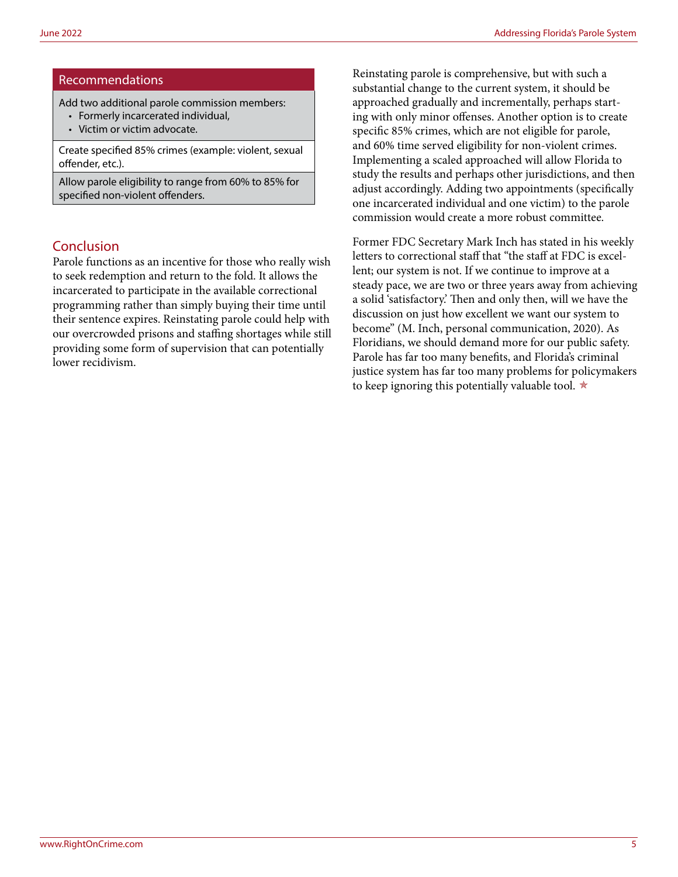## Recommendations

| Recommendations |
| --- |
| Add two additional parole commission members:<br>• Formerly incarcerated individual,<br>• Victim or victim advocate. |
| Create specified 85% crimes (example: violent, sexual offender, etc.). |
| Allow parole eligibility to range from 60% to 85% for specified non-violent offenders. |

## Conclusion

Parole functions as an incentive for those who really wish to seek redemption and return to the fold. It allows the incarcerated to participate in the available correctional programming rather than simply buying their time until their sentence expires. Reinstating parole could help with our overcrowded prisons and staffing shortages while still providing some form of supervision that can potentially lower recidivism.

Reinstating parole is comprehensive, but with such a substantial change to the current system, it should be approached gradually and incrementally, perhaps starting with only minor offenses. Another option is to create specific 85% crimes, which are not eligible for parole, and 60% time served eligibility for non-violent crimes. Implementing a scaled approached will allow Florida to study the results and perhaps other jurisdictions, and then adjust accordingly. Adding two appointments (specifically one incarcerated individual and one victim) to the parole commission would create a more robust committee.

Former FDC Secretary Mark Inch has stated in his weekly letters to correctional staff that "the staff at FDC is excellent; our system is not. If we continue to improve at a steady pace, we are two or three years away from achieving a solid 'satisfactory.' Then and only then, will we have the discussion on just how excellent we want our system to become" (M. Inch, personal communication, 2020). As Floridians, we should demand more for our public safety. Parole has far too many benefits, and Florida's criminal justice system has far too many problems for policymakers to keep ignoring this potentially valuable tool. ✯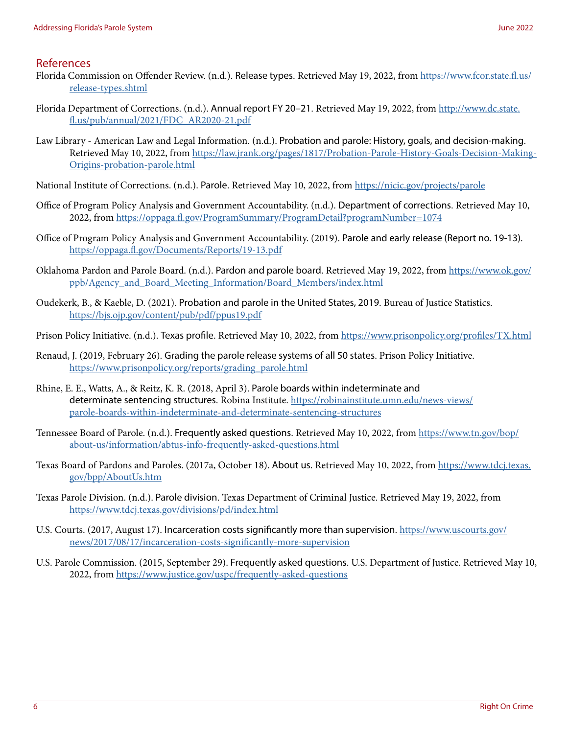## References

Florida Commission on Offender Review. (n.d.). Release types. Retrieved May 19, 2022, from https://www.fcor.state.fl.us/release-types.shtml

Florida Department of Corrections. (n.d.). Annual report FY 20–21. Retrieved May 19, 2022, from http://www.dc.state.fl.us/pub/annual/2021/FDC_AR2020-21.pdf

Law Library - American Law and Legal Information. (n.d.). Probation and parole: History, goals, and decision-making. Retrieved May 10, 2022, from https://law.jrank.org/pages/1817/Probation-Parole-History-Goals-Decision-Making-Origins-probation-parole.html

National Institute of Corrections. (n.d.). Parole. Retrieved May 10, 2022, from https://nicic.gov/projects/parole

Office of Program Policy Analysis and Government Accountability. (n.d.). Department of corrections. Retrieved May 10, 2022, from https://oppaga.fl.gov/ProgramSummary/ProgramDetail?programNumber=1074

Office of Program Policy Analysis and Government Accountability. (2019). Parole and early release (Report no. 19-13). https://oppaga.fl.gov/Documents/Reports/19-13.pdf

Oklahoma Pardon and Parole Board. (n.d.). Pardon and parole board. Retrieved May 19, 2022, from https://www.ok.gov/ppb/Agency_and_Board_Meeting_Information/Board_Members/index.html

Oudekerk, B., & Kaeble, D. (2021). Probation and parole in the United States, 2019. Bureau of Justice Statistics. https://bjs.ojp.gov/content/pub/pdf/ppus19.pdf

Prison Policy Initiative. (n.d.). Texas profile. Retrieved May 10, 2022, from https://www.prisonpolicy.org/profiles/TX.html

Renaud, J. (2019, February 26). Grading the parole release systems of all 50 states. Prison Policy Initiative. https://www.prisonpolicy.org/reports/grading_parole.html

Rhine, E. E., Watts, A., & Reitz, K. R. (2018, April 3). Parole boards within indeterminate and determinate sentencing structures. Robina Institute. https://robinainstitute.umn.edu/news-views/parole-boards-within-indeterminate-and-determinate-sentencing-structures

Tennessee Board of Parole. (n.d.). Frequently asked questions. Retrieved May 10, 2022, from https://www.tn.gov/bop/about-us/information/abtus-info-frequently-asked-questions.html

Texas Board of Pardons and Paroles. (2017a, October 18). About us. Retrieved May 10, 2022, from https://www.tdcj.texas.gov/bpp/AboutUs.htm

Texas Parole Division. (n.d.). Parole division. Texas Department of Criminal Justice. Retrieved May 19, 2022, from https://www.tdcj.texas.gov/divisions/pd/index.html

U.S. Courts. (2017, August 17). Incarceration costs significantly more than supervision. https://www.uscourts.gov/news/2017/08/17/incarceration-costs-significantly-more-supervision

U.S. Parole Commission. (2015, September 29). Frequently asked questions. U.S. Department of Justice. Retrieved May 10, 2022, from https://www.justice.gov/uspc/frequently-asked-questions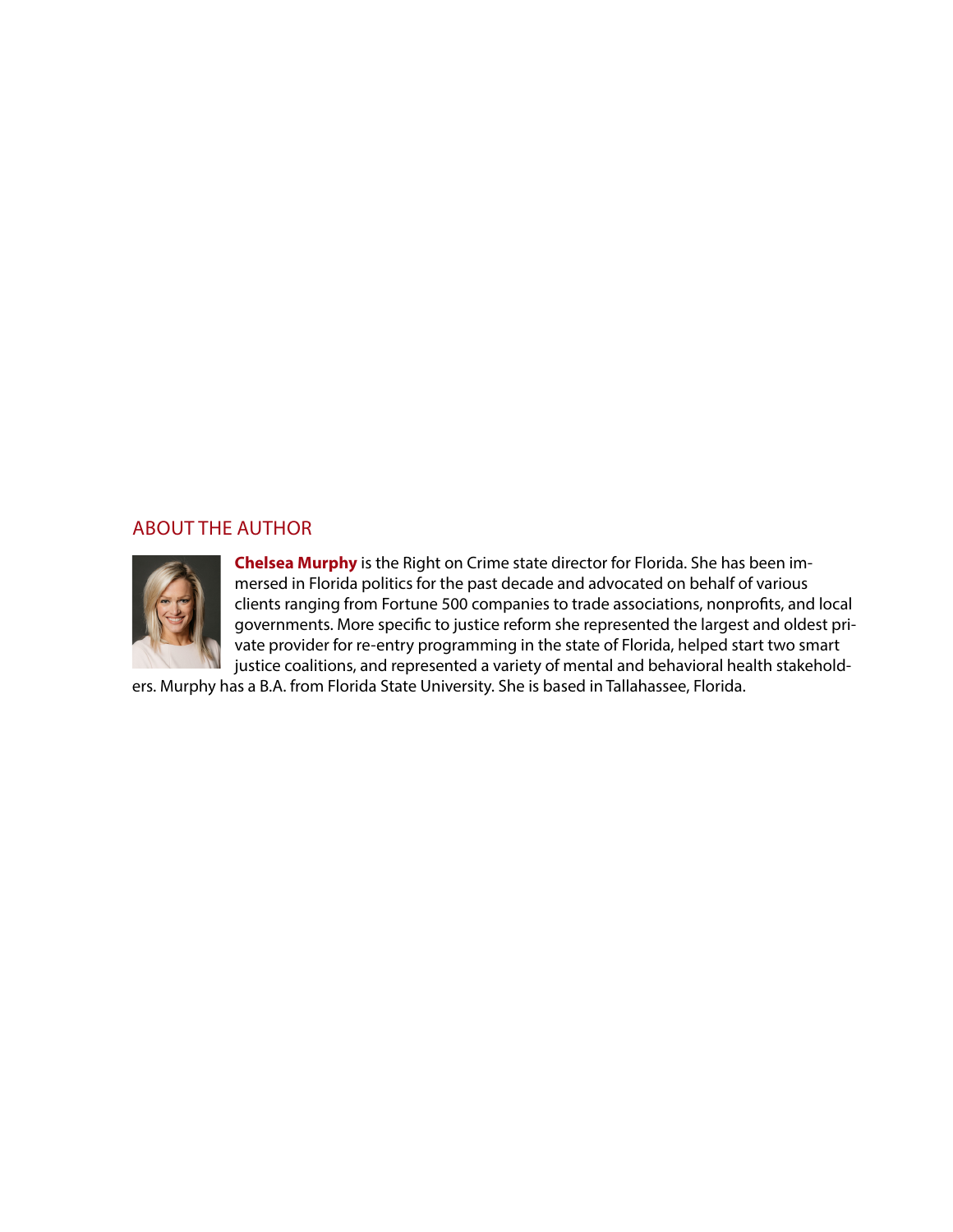## ABOUT THE AUTHOR

**Chelsea Murphy** is the Right on Crime state director for Florida. She has been immersed in Florida politics for the past decade and advocated on behalf of various clients ranging from Fortune 500 companies to trade associations, nonprofits, and local governments. More specific to justice reform she represented the largest and oldest private provider for re-entry programming in the state of Florida, helped start two smart justice coalitions, and represented a variety of mental and behavioral health stakeholders. Murphy has a B.A. from Florida State University. She is based in Tallahassee, Florida.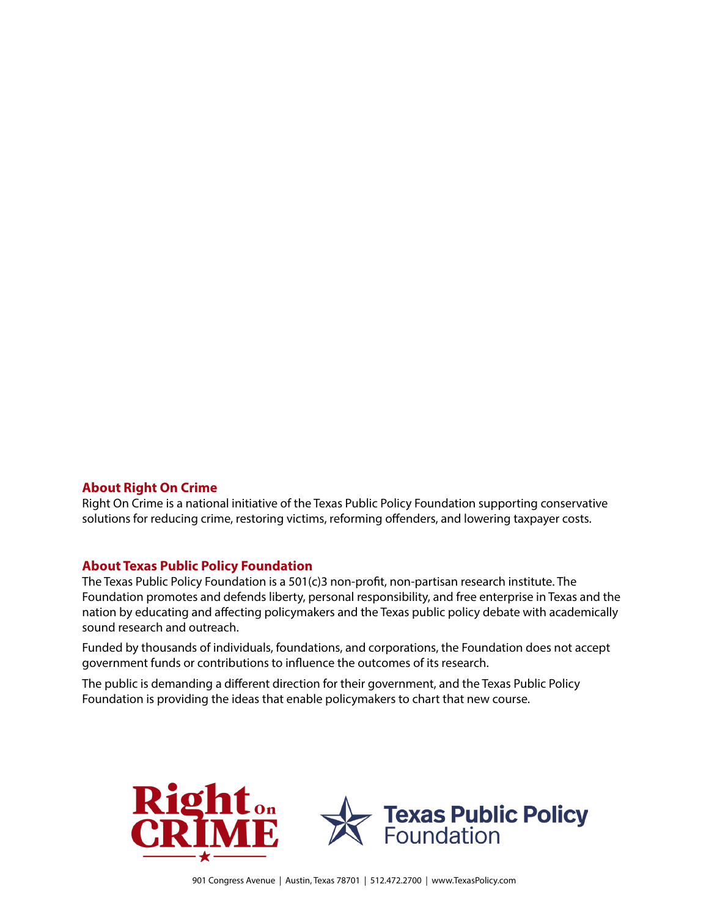## About Right On Crime

Right On Crime is a national initiative of the Texas Public Policy Foundation supporting conservative solutions for reducing crime, restoring victims, reforming offenders, and lowering taxpayer costs.

## About Texas Public Policy Foundation

The Texas Public Policy Foundation is a 501(c)3 non-profit, non-partisan research institute. The Foundation promotes and defends liberty, personal responsibility, and free enterprise in Texas and the nation by educating and affecting policymakers and the Texas public policy debate with academically sound research and outreach.

Funded by thousands of individuals, foundations, and corporations, the Foundation does not accept government funds or contributions to influence the outcomes of its research.

The public is demanding a different direction for their government, and the Texas Public Policy Foundation is providing the ideas that enable policymakers to chart that new course.

Right On CRIME

Texas Public Policy Foundation

901 Congress Avenue | Austin, Texas 78701 | 512.472.2700 | www.TexasPolicy.com